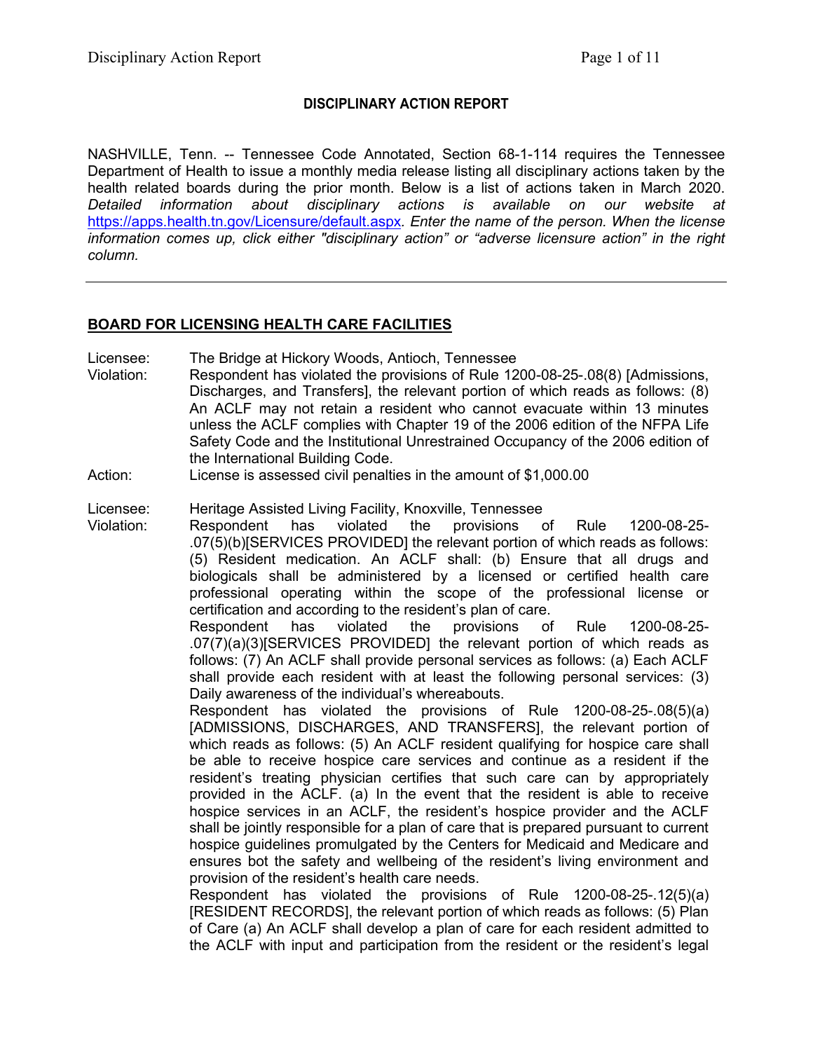**DISCIPLINARY ACTION REPORT**

NASHVILLE, Tenn. -- Tennessee Code Annotated, Section 68-1-114 requires the Tennessee Department of Health to issue a monthly media release listing all disciplinary actions taken by the health related boards during the prior month. Below is a list of actions taken in March 2020. *Detailed information about disciplinary actions is available on our website at* https://apps.health.tn.gov/Licensure/default.aspx*. Enter the name of the person. When the license information comes up, click either "disciplinary action" or "adverse licensure action" in the right column.*

---

## BOARD FOR LICENSING HEALTH CARE FACILITIES

Licensee: The Bridge at Hickory Woods, Antioch, Tennessee

Violation: Respondent has violated the provisions of Rule 1200-08-25-.08(8) [Admissions, Discharges, and Transfers], the relevant portion of which reads as follows: (8) An ACLF may not retain a resident who cannot evacuate within 13 minutes unless the ACLF complies with Chapter 19 of the 2006 edition of the NFPA Life Safety Code and the Institutional Unrestrained Occupancy of the 2006 edition of the International Building Code.

Action: License is assessed civil penalties in the amount of $1,000.00

Licensee: Heritage Assisted Living Facility, Knoxville, Tennessee

Violation: Respondent has violated the provisions of Rule 1200-08-25-.07(5)(b)[SERVICES PROVIDED] the relevant portion of which reads as follows: (5) Resident medication. An ACLF shall: (b) Ensure that all drugs and biologicals shall be administered by a licensed or certified health care professional operating within the scope of the professional license or certification and according to the resident's plan of care.

Respondent has violated the provisions of Rule 1200-08-25-.07(7)(a)(3)[SERVICES PROVIDED] the relevant portion of which reads as follows: (7) An ACLF shall provide personal services as follows: (a) Each ACLF shall provide each resident with at least the following personal services: (3) Daily awareness of the individual's whereabouts.

Respondent has violated the provisions of Rule 1200-08-25-.08(5)(a) [ADMISSIONS, DISCHARGES, AND TRANSFERS], the relevant portion of which reads as follows: (5) An ACLF resident qualifying for hospice care shall be able to receive hospice care services and continue as a resident if the resident's treating physician certifies that such care can by appropriately provided in the ACLF. (a) In the event that the resident is able to receive hospice services in an ACLF, the resident's hospice provider and the ACLF shall be jointly responsible for a plan of care that is prepared pursuant to current hospice guidelines promulgated by the Centers for Medicaid and Medicare and ensures bot the safety and wellbeing of the resident's living environment and provision of the resident's health care needs.

Respondent has violated the provisions of Rule 1200-08-25-.12(5)(a) [RESIDENT RECORDS], the relevant portion of which reads as follows: (5) Plan of Care (a) An ACLF shall develop a plan of care for each resident admitted to the ACLF with input and participation from the resident or the resident's legal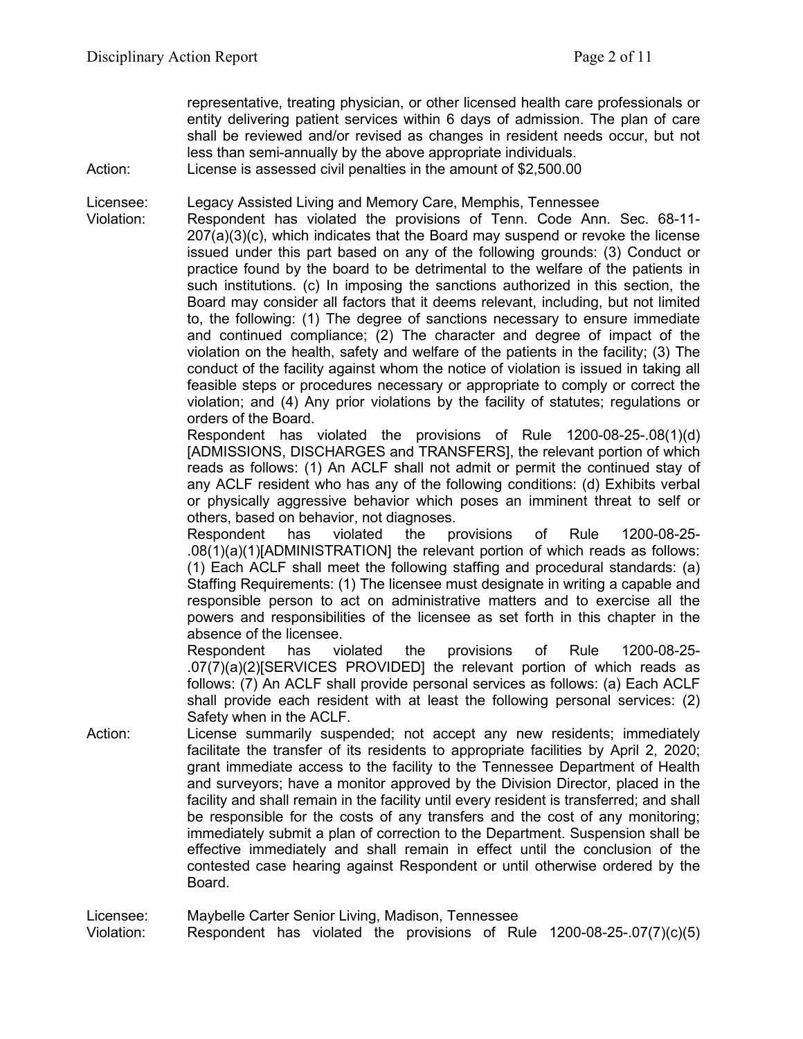representative, treating physician, or other licensed health care professionals or entity delivering patient services within 6 days of admission. The plan of care shall be reviewed and/or revised as changes in resident needs occur, but not less than semi-annually by the above appropriate individuals.

Action: License is assessed civil penalties in the amount of $2,500.00

Licensee: Legacy Assisted Living and Memory Care, Memphis, Tennessee

Violation: Respondent has violated the provisions of Tenn. Code Ann. Sec. 68-11-207(a)(3)(c), which indicates that the Board may suspend or revoke the license issued under this part based on any of the following grounds: (3) Conduct or practice found by the board to be detrimental to the welfare of the patients in such institutions. (c) In imposing the sanctions authorized in this section, the Board may consider all factors that it deems relevant, including, but not limited to, the following: (1) The degree of sanctions necessary to ensure immediate and continued compliance; (2) The character and degree of impact of the violation on the health, safety and welfare of the patients in the facility; (3) The conduct of the facility against whom the notice of violation is issued in taking all feasible steps or procedures necessary or appropriate to comply or correct the violation; and (4) Any prior violations by the facility of statutes; regulations or orders of the Board.

Respondent has violated the provisions of Rule 1200-08-25-.08(1)(d) [ADMISSIONS, DISCHARGES and TRANSFERS], the relevant portion of which reads as follows: (1) An ACLF shall not admit or permit the continued stay of any ACLF resident who has any of the following conditions: (d) Exhibits verbal or physically aggressive behavior which poses an imminent threat to self or others, based on behavior, not diagnoses.

Respondent has violated the provisions of Rule 1200-08-25-.08(1)(a)(1)[ADMINISTRATION] the relevant portion of which reads as follows: (1) Each ACLF shall meet the following staffing and procedural standards: (a) Staffing Requirements: (1) The licensee must designate in writing a capable and responsible person to act on administrative matters and to exercise all the powers and responsibilities of the licensee as set forth in this chapter in the absence of the licensee.

Respondent has violated the provisions of Rule 1200-08-25-.07(7)(a)(2)[SERVICES PROVIDED] the relevant portion of which reads as follows: (7) An ACLF shall provide personal services as follows: (a) Each ACLF shall provide each resident with at least the following personal services: (2) Safety when in the ACLF.

Action: License summarily suspended; not accept any new residents; immediately facilitate the transfer of its residents to appropriate facilities by April 2, 2020; grant immediate access to the facility to the Tennessee Department of Health and surveyors; have a monitor approved by the Division Director, placed in the facility and shall remain in the facility until every resident is transferred; and shall be responsible for the costs of any transfers and the cost of any monitoring; immediately submit a plan of correction to the Department. Suspension shall be effective immediately and shall remain in effect until the conclusion of the contested case hearing against Respondent or until otherwise ordered by the Board.

Licensee: Maybelle Carter Senior Living, Madison, Tennessee

Violation: Respondent has violated the provisions of Rule 1200-08-25-.07(7)(c)(5)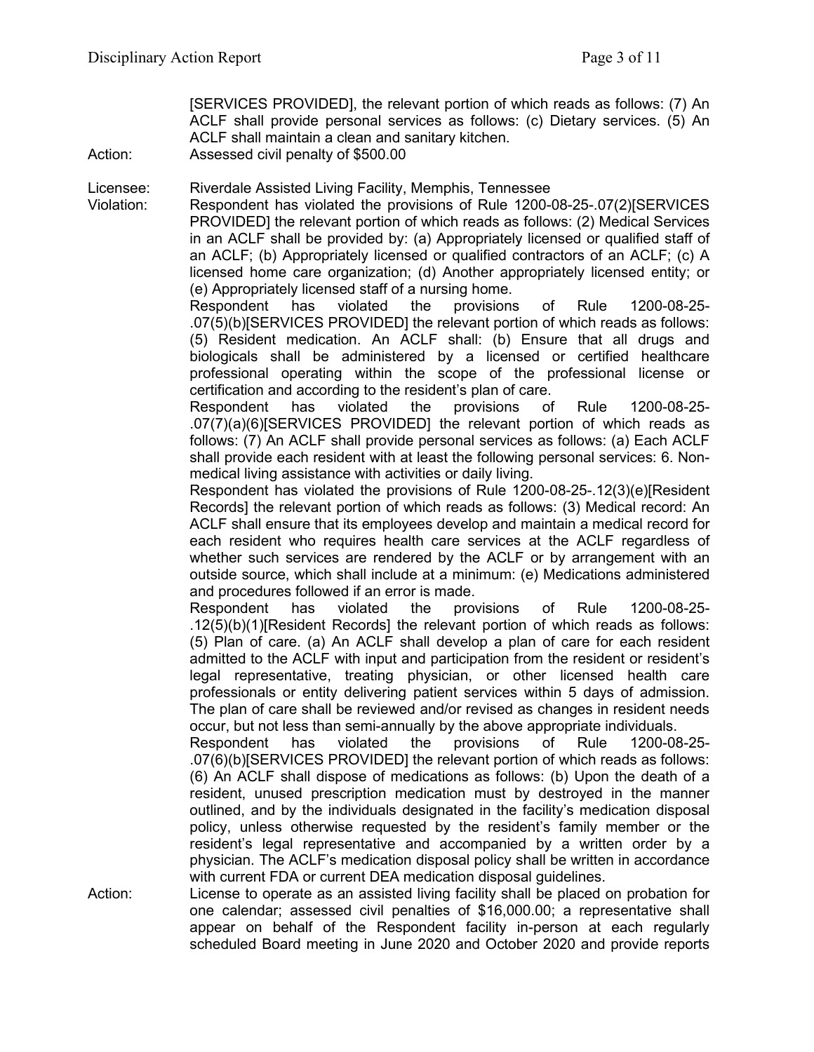[SERVICES PROVIDED], the relevant portion of which reads as follows: (7) An ACLF shall provide personal services as follows: (c) Dietary services. (5) An ACLF shall maintain a clean and sanitary kitchen.

Action: Assessed civil penalty of $500.00

Licensee: Riverdale Assisted Living Facility, Memphis, Tennessee

Violation: Respondent has violated the provisions of Rule 1200-08-25-.07(2)[SERVICES PROVIDED] the relevant portion of which reads as follows: (2) Medical Services in an ACLF shall be provided by: (a) Appropriately licensed or qualified staff of an ACLF; (b) Appropriately licensed or qualified contractors of an ACLF; (c) A licensed home care organization; (d) Another appropriately licensed entity; or (e) Appropriately licensed staff of a nursing home.

Respondent has violated the provisions of Rule 1200-08-25-.07(5)(b)[SERVICES PROVIDED] the relevant portion of which reads as follows: (5) Resident medication. An ACLF shall: (b) Ensure that all drugs and biologicals shall be administered by a licensed or certified healthcare professional operating within the scope of the professional license or certification and according to the resident's plan of care.

Respondent has violated the provisions of Rule 1200-08-25-.07(7)(a)(6)[SERVICES PROVIDED] the relevant portion of which reads as follows: (7) An ACLF shall provide personal services as follows: (a) Each ACLF shall provide each resident with at least the following personal services: 6. Non-medical living assistance with activities or daily living.

Respondent has violated the provisions of Rule 1200-08-25-.12(3)(e)[Resident Records] the relevant portion of which reads as follows: (3) Medical record: An ACLF shall ensure that its employees develop and maintain a medical record for each resident who requires health care services at the ACLF regardless of whether such services are rendered by the ACLF or by arrangement with an outside source, which shall include at a minimum: (e) Medications administered and procedures followed if an error is made.

Respondent has violated the provisions of Rule 1200-08-25-.12(5)(b)(1)[Resident Records] the relevant portion of which reads as follows: (5) Plan of care. (a) An ACLF shall develop a plan of care for each resident admitted to the ACLF with input and participation from the resident or resident's legal representative, treating physician, or other licensed health care professionals or entity delivering patient services within 5 days of admission. The plan of care shall be reviewed and/or revised as changes in resident needs occur, but not less than semi-annually by the above appropriate individuals.

Respondent has violated the provisions of Rule 1200-08-25-.07(6)(b)[SERVICES PROVIDED] the relevant portion of which reads as follows: (6) An ACLF shall dispose of medications as follows: (b) Upon the death of a resident, unused prescription medication must by destroyed in the manner outlined, and by the individuals designated in the facility's medication disposal policy, unless otherwise requested by the resident's family member or the resident's legal representative and accompanied by a written order by a physician. The ACLF's medication disposal policy shall be written in accordance with current FDA or current DEA medication disposal guidelines.

Action: License to operate as an assisted living facility shall be placed on probation for one calendar; assessed civil penalties of $16,000.00; a representative shall appear on behalf of the Respondent facility in-person at each regularly scheduled Board meeting in June 2020 and October 2020 and provide reports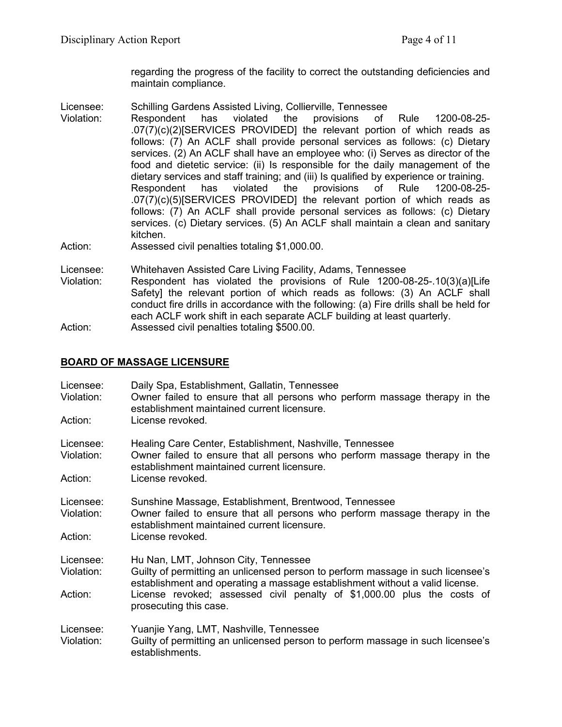regarding the progress of the facility to correct the outstanding deficiencies and maintain compliance.

Licensee: Schilling Gardens Assisted Living, Collierville, Tennessee
Violation: Respondent has violated the provisions of Rule 1200-08-25-.07(7)(c)(2)[SERVICES PROVIDED] the relevant portion of which reads as follows: (7) An ACLF shall provide personal services as follows: (c) Dietary services. (2) An ACLF shall have an employee who: (i) Serves as director of the food and dietetic service: (ii) Is responsible for the daily management of the dietary services and staff training; and (iii) Is qualified by experience or training. Respondent has violated the provisions of Rule 1200-08-25-.07(7)(c)(5)[SERVICES PROVIDED] the relevant portion of which reads as follows: (7) An ACLF shall provide personal services as follows: (c) Dietary services. (c) Dietary services. (5) An ACLF shall maintain a clean and sanitary kitchen.
Action: Assessed civil penalties totaling $1,000.00.

Licensee: Whitehaven Assisted Care Living Facility, Adams, Tennessee
Violation: Respondent has violated the provisions of Rule 1200-08-25-.10(3)(a)[Life Safety] the relevant portion of which reads as follows: (3) An ACLF shall conduct fire drills in accordance with the following: (a) Fire drills shall be held for each ACLF work shift in each separate ACLF building at least quarterly.
Action: Assessed civil penalties totaling $500.00.

## BOARD OF MASSAGE LICENSURE

Licensee: Daily Spa, Establishment, Gallatin, Tennessee
Violation: Owner failed to ensure that all persons who perform massage therapy in the establishment maintained current licensure.
Action: License revoked.

Licensee: Healing Care Center, Establishment, Nashville, Tennessee
Violation: Owner failed to ensure that all persons who perform massage therapy in the establishment maintained current licensure.
Action: License revoked.

Licensee: Sunshine Massage, Establishment, Brentwood, Tennessee
Violation: Owner failed to ensure that all persons who perform massage therapy in the establishment maintained current licensure.
Action: License revoked.

Licensee: Hu Nan, LMT, Johnson City, Tennessee
Violation: Guilty of permitting an unlicensed person to perform massage in such licensee's establishment and operating a massage establishment without a valid license.
Action: License revoked; assessed civil penalty of $1,000.00 plus the costs of prosecuting this case.

Licensee: Yuanjie Yang, LMT, Nashville, Tennessee
Violation: Guilty of permitting an unlicensed person to perform massage in such licensee's establishments.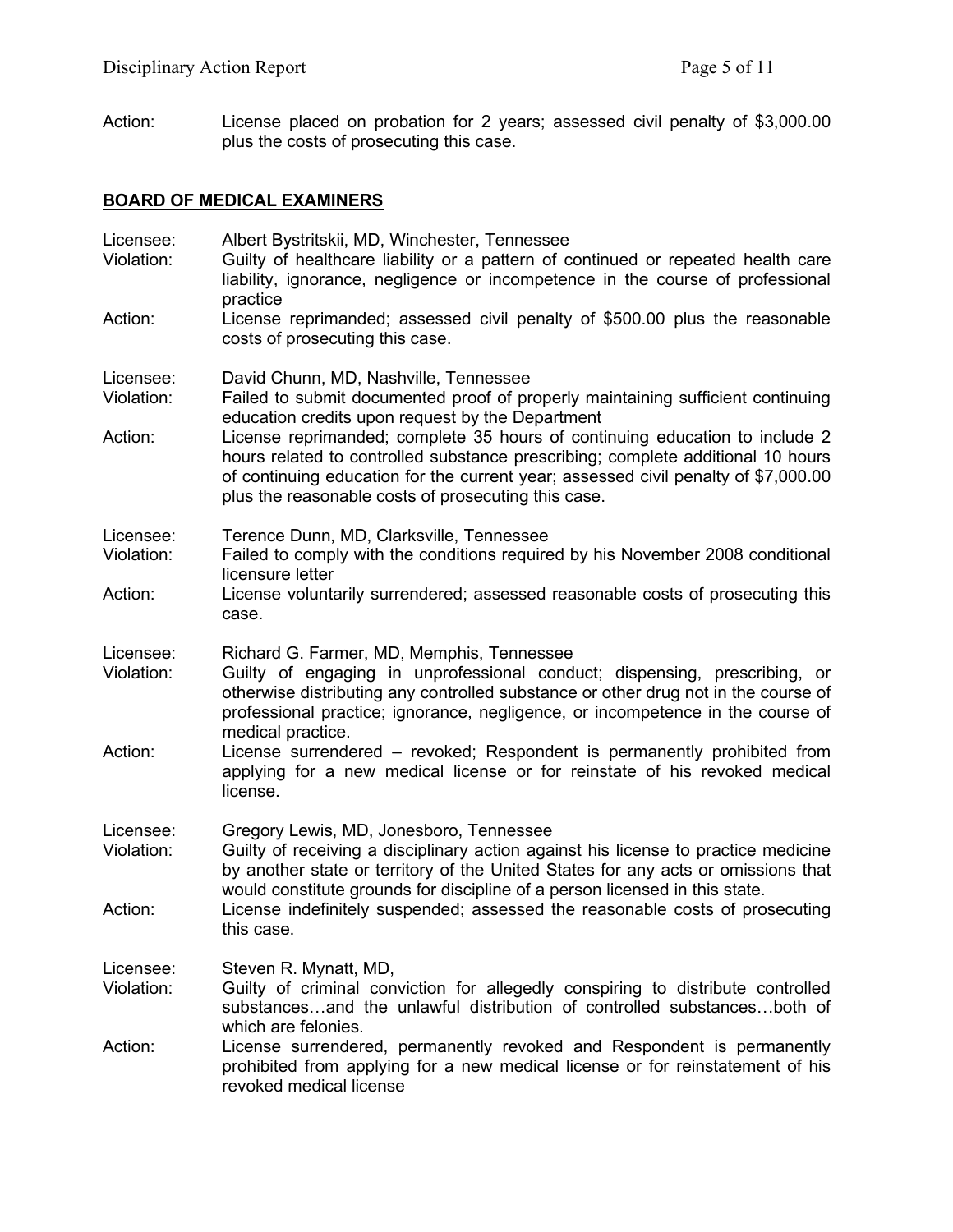Action: License placed on probation for 2 years; assessed civil penalty of $3,000.00 plus the costs of prosecuting this case.

## BOARD OF MEDICAL EXAMINERS

Licensee: Albert Bystritskii, MD, Winchester, Tennessee
Violation: Guilty of healthcare liability or a pattern of continued or repeated health care liability, ignorance, negligence or incompetence in the course of professional practice
Action: License reprimanded; assessed civil penalty of $500.00 plus the reasonable costs of prosecuting this case.

Licensee: David Chunn, MD, Nashville, Tennessee
Violation: Failed to submit documented proof of properly maintaining sufficient continuing education credits upon request by the Department
Action: License reprimanded; complete 35 hours of continuing education to include 2 hours related to controlled substance prescribing; complete additional 10 hours of continuing education for the current year; assessed civil penalty of $7,000.00 plus the reasonable costs of prosecuting this case.

Licensee: Terence Dunn, MD, Clarksville, Tennessee
Violation: Failed to comply with the conditions required by his November 2008 conditional licensure letter
Action: License voluntarily surrendered; assessed reasonable costs of prosecuting this case.

Licensee: Richard G. Farmer, MD, Memphis, Tennessee
Violation: Guilty of engaging in unprofessional conduct; dispensing, prescribing, or otherwise distributing any controlled substance or other drug not in the course of professional practice; ignorance, negligence, or incompetence in the course of medical practice.
Action: License surrendered – revoked; Respondent is permanently prohibited from applying for a new medical license or for reinstate of his revoked medical license.

Licensee: Gregory Lewis, MD, Jonesboro, Tennessee
Violation: Guilty of receiving a disciplinary action against his license to practice medicine by another state or territory of the United States for any acts or omissions that would constitute grounds for discipline of a person licensed in this state.
Action: License indefinitely suspended; assessed the reasonable costs of prosecuting this case.

Licensee: Steven R. Mynatt, MD,
Violation: Guilty of criminal conviction for allegedly conspiring to distribute controlled substances…and the unlawful distribution of controlled substances…both of which are felonies.
Action: License surrendered, permanently revoked and Respondent is permanently prohibited from applying for a new medical license or for reinstatement of his revoked medical license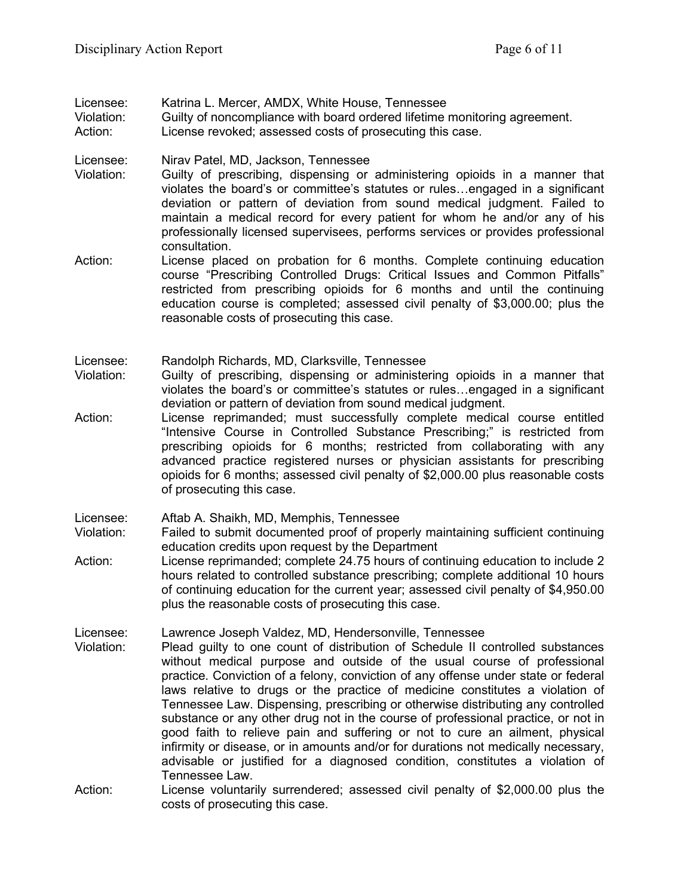Licensee: Katrina L. Mercer, AMDX, White House, Tennessee
Violation: Guilty of noncompliance with board ordered lifetime monitoring agreement.
Action: License revoked; assessed costs of prosecuting this case.

Licensee: Nirav Patel, MD, Jackson, Tennessee
Violation: Guilty of prescribing, dispensing or administering opioids in a manner that violates the board's or committee's statutes or rules…engaged in a significant deviation or pattern of deviation from sound medical judgment. Failed to maintain a medical record for every patient for whom he and/or any of his professionally licensed supervisees, performs services or provides professional consultation.
Action: License placed on probation for 6 months. Complete continuing education course "Prescribing Controlled Drugs: Critical Issues and Common Pitfalls" restricted from prescribing opioids for 6 months and until the continuing education course is completed; assessed civil penalty of $3,000.00; plus the reasonable costs of prosecuting this case.

Licensee: Randolph Richards, MD, Clarksville, Tennessee
Violation: Guilty of prescribing, dispensing or administering opioids in a manner that violates the board's or committee's statutes or rules…engaged in a significant deviation or pattern of deviation from sound medical judgment.
Action: License reprimanded; must successfully complete medical course entitled "Intensive Course in Controlled Substance Prescribing;" is restricted from prescribing opioids for 6 months; restricted from collaborating with any advanced practice registered nurses or physician assistants for prescribing opioids for 6 months; assessed civil penalty of $2,000.00 plus reasonable costs of prosecuting this case.

Licensee: Aftab A. Shaikh, MD, Memphis, Tennessee
Violation: Failed to submit documented proof of properly maintaining sufficient continuing education credits upon request by the Department
Action: License reprimanded; complete 24.75 hours of continuing education to include 2 hours related to controlled substance prescribing; complete additional 10 hours of continuing education for the current year; assessed civil penalty of $4,950.00 plus the reasonable costs of prosecuting this case.

Licensee: Lawrence Joseph Valdez, MD, Hendersonville, Tennessee
Violation: Plead guilty to one count of distribution of Schedule II controlled substances without medical purpose and outside of the usual course of professional practice. Conviction of a felony, conviction of any offense under state or federal laws relative to drugs or the practice of medicine constitutes a violation of Tennessee Law. Dispensing, prescribing or otherwise distributing any controlled substance or any other drug not in the course of professional practice, or not in good faith to relieve pain and suffering or not to cure an ailment, physical infirmity or disease, or in amounts and/or for durations not medically necessary, advisable or justified for a diagnosed condition, constitutes a violation of Tennessee Law.
Action: License voluntarily surrendered; assessed civil penalty of $2,000.00 plus the costs of prosecuting this case.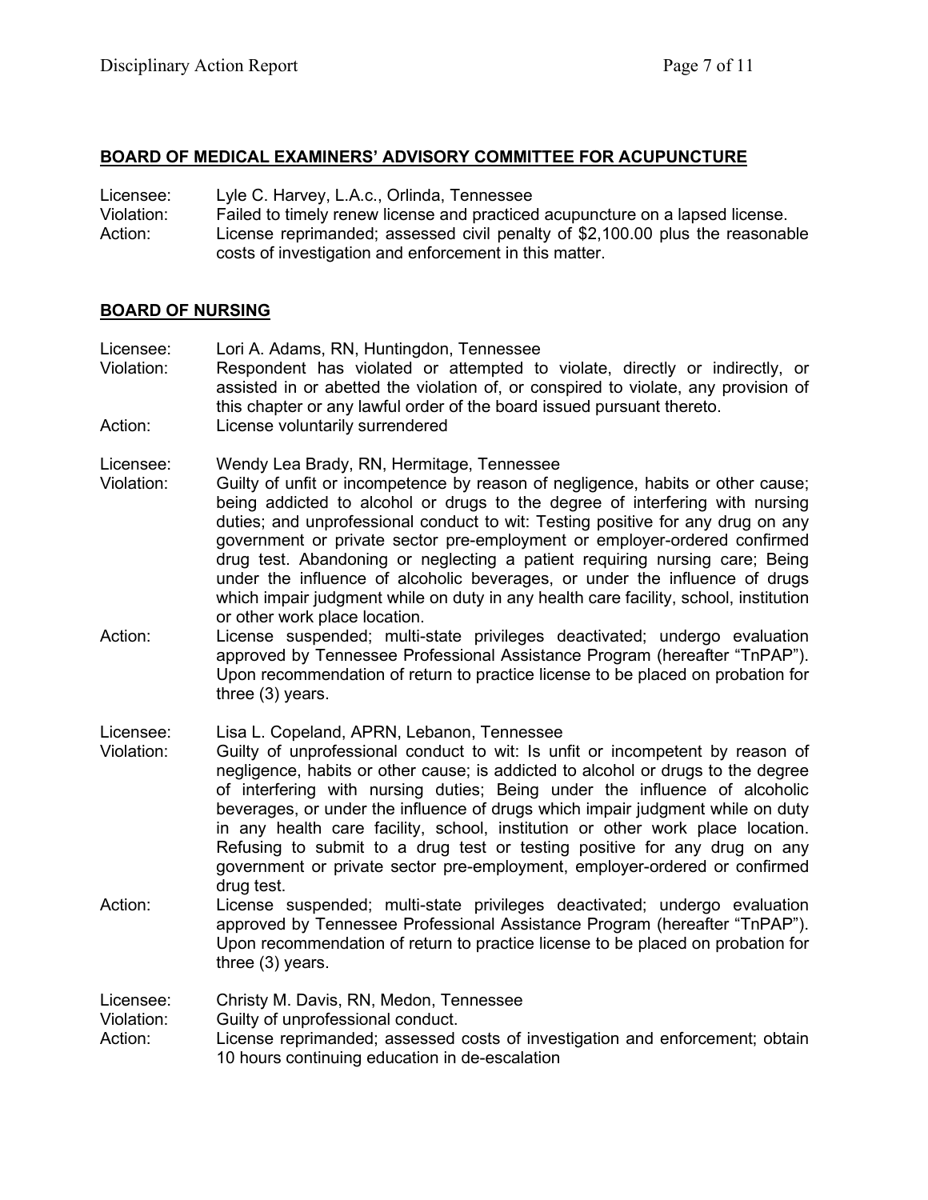## BOARD OF MEDICAL EXAMINERS' ADVISORY COMMITTEE FOR ACUPUNCTURE

Licensee: Lyle C. Harvey, L.A.c., Orlinda, Tennessee
Violation: Failed to timely renew license and practiced acupuncture on a lapsed license.
Action: License reprimanded; assessed civil penalty of $2,100.00 plus the reasonable costs of investigation and enforcement in this matter.

## BOARD OF NURSING

Licensee: Lori A. Adams, RN, Huntingdon, Tennessee
Violation: Respondent has violated or attempted to violate, directly or indirectly, or assisted in or abetted the violation of, or conspired to violate, any provision of this chapter or any lawful order of the board issued pursuant thereto.
Action: License voluntarily surrendered

Licensee: Wendy Lea Brady, RN, Hermitage, Tennessee
Violation: Guilty of unfit or incompetence by reason of negligence, habits or other cause; being addicted to alcohol or drugs to the degree of interfering with nursing duties; and unprofessional conduct to wit: Testing positive for any drug on any government or private sector pre-employment or employer-ordered confirmed drug test. Abandoning or neglecting a patient requiring nursing care; Being under the influence of alcoholic beverages, or under the influence of drugs which impair judgment while on duty in any health care facility, school, institution or other work place location.
Action: License suspended; multi-state privileges deactivated; undergo evaluation approved by Tennessee Professional Assistance Program (hereafter "TnPAP"). Upon recommendation of return to practice license to be placed on probation for three (3) years.

Licensee: Lisa L. Copeland, APRN, Lebanon, Tennessee
Violation: Guilty of unprofessional conduct to wit: Is unfit or incompetent by reason of negligence, habits or other cause; is addicted to alcohol or drugs to the degree of interfering with nursing duties; Being under the influence of alcoholic beverages, or under the influence of drugs which impair judgment while on duty in any health care facility, school, institution or other work place location. Refusing to submit to a drug test or testing positive for any drug on any government or private sector pre-employment, employer-ordered or confirmed drug test.
Action: License suspended; multi-state privileges deactivated; undergo evaluation approved by Tennessee Professional Assistance Program (hereafter "TnPAP"). Upon recommendation of return to practice license to be placed on probation for three (3) years.

Licensee: Christy M. Davis, RN, Medon, Tennessee
Violation: Guilty of unprofessional conduct.
Action: License reprimanded; assessed costs of investigation and enforcement; obtain 10 hours continuing education in de-escalation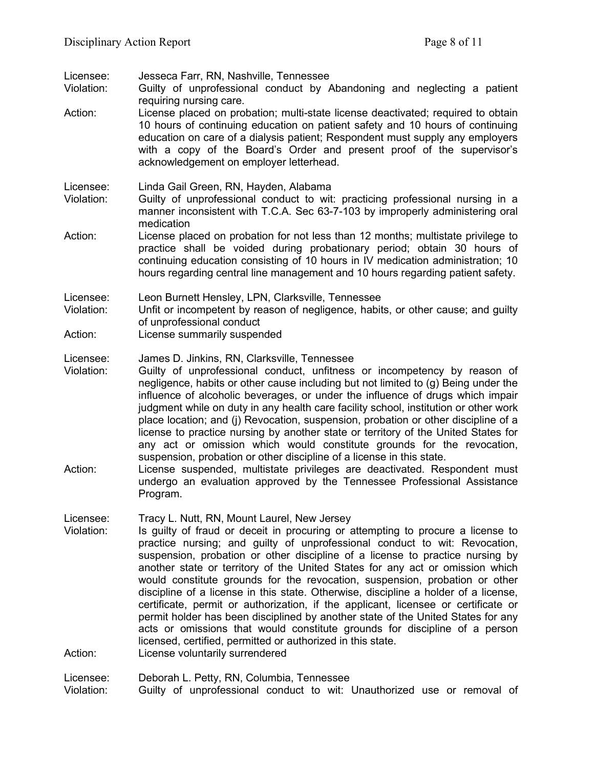Licensee: Jesseca Farr, RN, Nashville, Tennessee
Violation: Guilty of unprofessional conduct by Abandoning and neglecting a patient requiring nursing care.
Action: License placed on probation; multi-state license deactivated; required to obtain 10 hours of continuing education on patient safety and 10 hours of continuing education on care of a dialysis patient; Respondent must supply any employers with a copy of the Board's Order and present proof of the supervisor's acknowledgement on employer letterhead.

Licensee: Linda Gail Green, RN, Hayden, Alabama
Violation: Guilty of unprofessional conduct to wit: practicing professional nursing in a manner inconsistent with T.C.A. Sec 63-7-103 by improperly administering oral medication
Action: License placed on probation for not less than 12 months; multistate privilege to practice shall be voided during probationary period; obtain 30 hours of continuing education consisting of 10 hours in IV medication administration; 10 hours regarding central line management and 10 hours regarding patient safety.

Licensee: Leon Burnett Hensley, LPN, Clarksville, Tennessee
Violation: Unfit or incompetent by reason of negligence, habits, or other cause; and guilty of unprofessional conduct
Action: License summarily suspended

Licensee: James D. Jinkins, RN, Clarksville, Tennessee
Violation: Guilty of unprofessional conduct, unfitness or incompetency by reason of negligence, habits or other cause including but not limited to (g) Being under the influence of alcoholic beverages, or under the influence of drugs which impair judgment while on duty in any health care facility school, institution or other work place location; and (j) Revocation, suspension, probation or other discipline of a license to practice nursing by another state or territory of the United States for any act or omission which would constitute grounds for the revocation, suspension, probation or other discipline of a license in this state.
Action: License suspended, multistate privileges are deactivated. Respondent must undergo an evaluation approved by the Tennessee Professional Assistance Program.

Licensee: Tracy L. Nutt, RN, Mount Laurel, New Jersey
Violation: Is guilty of fraud or deceit in procuring or attempting to procure a license to practice nursing; and guilty of unprofessional conduct to wit: Revocation, suspension, probation or other discipline of a license to practice nursing by another state or territory of the United States for any act or omission which would constitute grounds for the revocation, suspension, probation or other discipline of a license in this state. Otherwise, discipline a holder of a license, certificate, permit or authorization, if the applicant, licensee or certificate or permit holder has been disciplined by another state of the United States for any acts or omissions that would constitute grounds for discipline of a person licensed, certified, permitted or authorized in this state.
Action: License voluntarily surrendered

Licensee: Deborah L. Petty, RN, Columbia, Tennessee
Violation: Guilty of unprofessional conduct to wit: Unauthorized use or removal of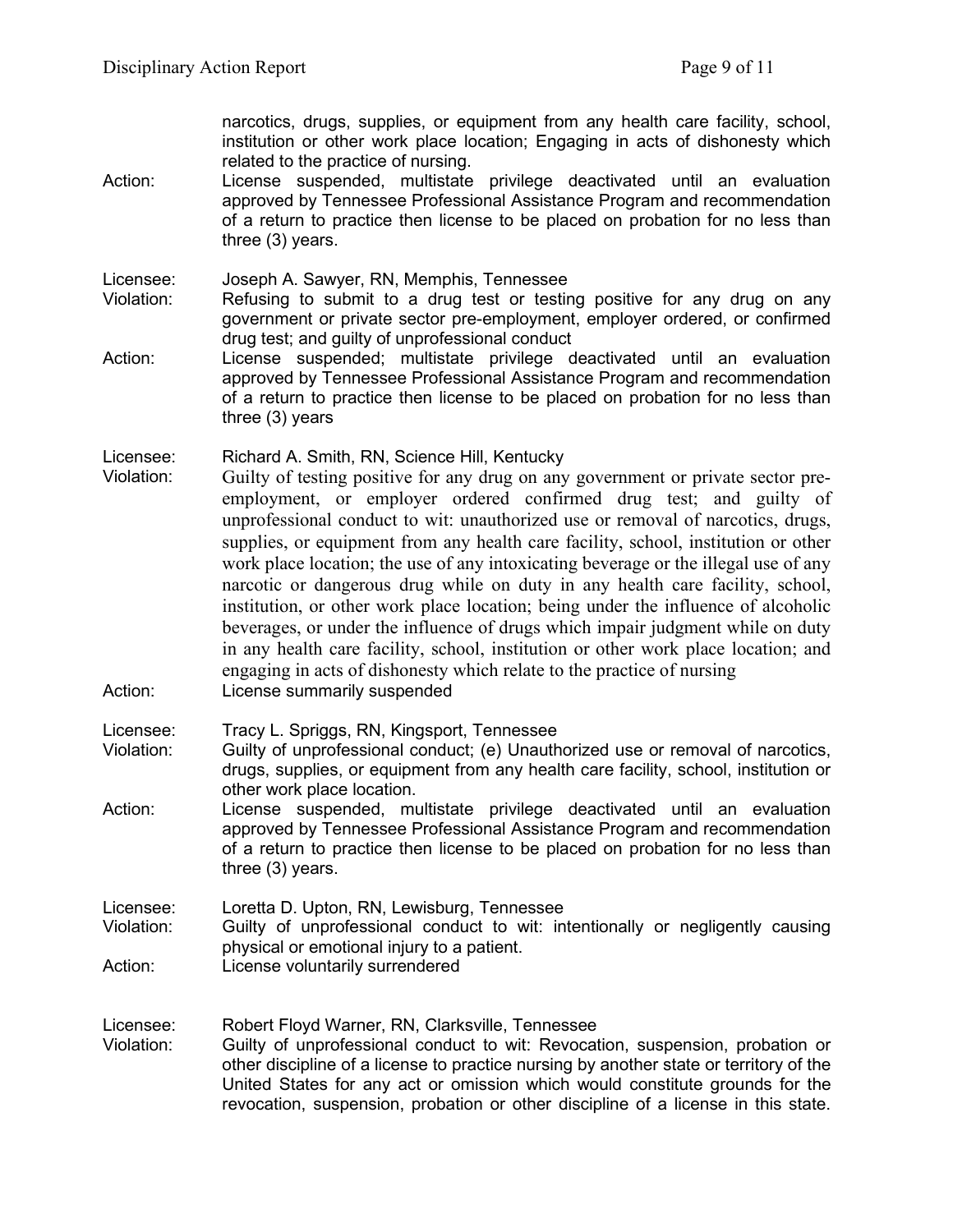narcotics, drugs, supplies, or equipment from any health care facility, school, institution or other work place location; Engaging in acts of dishonesty which related to the practice of nursing.

Action: License suspended, multistate privilege deactivated until an evaluation approved by Tennessee Professional Assistance Program and recommendation of a return to practice then license to be placed on probation for no less than three (3) years.

Licensee: Joseph A. Sawyer, RN, Memphis, Tennessee

Violation: Refusing to submit to a drug test or testing positive for any drug on any government or private sector pre-employment, employer ordered, or confirmed drug test; and guilty of unprofessional conduct

Action: License suspended; multistate privilege deactivated until an evaluation approved by Tennessee Professional Assistance Program and recommendation of a return to practice then license to be placed on probation for no less than three (3) years

Licensee: Richard A. Smith, RN, Science Hill, Kentucky

Violation: Guilty of testing positive for any drug on any government or private sector pre-employment, or employer ordered confirmed drug test; and guilty of unprofessional conduct to wit: unauthorized use or removal of narcotics, drugs, supplies, or equipment from any health care facility, school, institution or other work place location; the use of any intoxicating beverage or the illegal use of any narcotic or dangerous drug while on duty in any health care facility, school, institution, or other work place location; being under the influence of alcoholic beverages, or under the influence of drugs which impair judgment while on duty in any health care facility, school, institution or other work place location; and engaging in acts of dishonesty which relate to the practice of nursing

Action: License summarily suspended

Licensee: Tracy L. Spriggs, RN, Kingsport, Tennessee

Violation: Guilty of unprofessional conduct; (e) Unauthorized use or removal of narcotics, drugs, supplies, or equipment from any health care facility, school, institution or other work place location.

Action: License suspended, multistate privilege deactivated until an evaluation approved by Tennessee Professional Assistance Program and recommendation of a return to practice then license to be placed on probation for no less than three (3) years.

Licensee: Loretta D. Upton, RN, Lewisburg, Tennessee

Violation: Guilty of unprofessional conduct to wit: intentionally or negligently causing physical or emotional injury to a patient.

Action: License voluntarily surrendered

Licensee: Robert Floyd Warner, RN, Clarksville, Tennessee

Violation: Guilty of unprofessional conduct to wit: Revocation, suspension, probation or other discipline of a license to practice nursing by another state or territory of the United States for any act or omission which would constitute grounds for the revocation, suspension, probation or other discipline of a license in this state.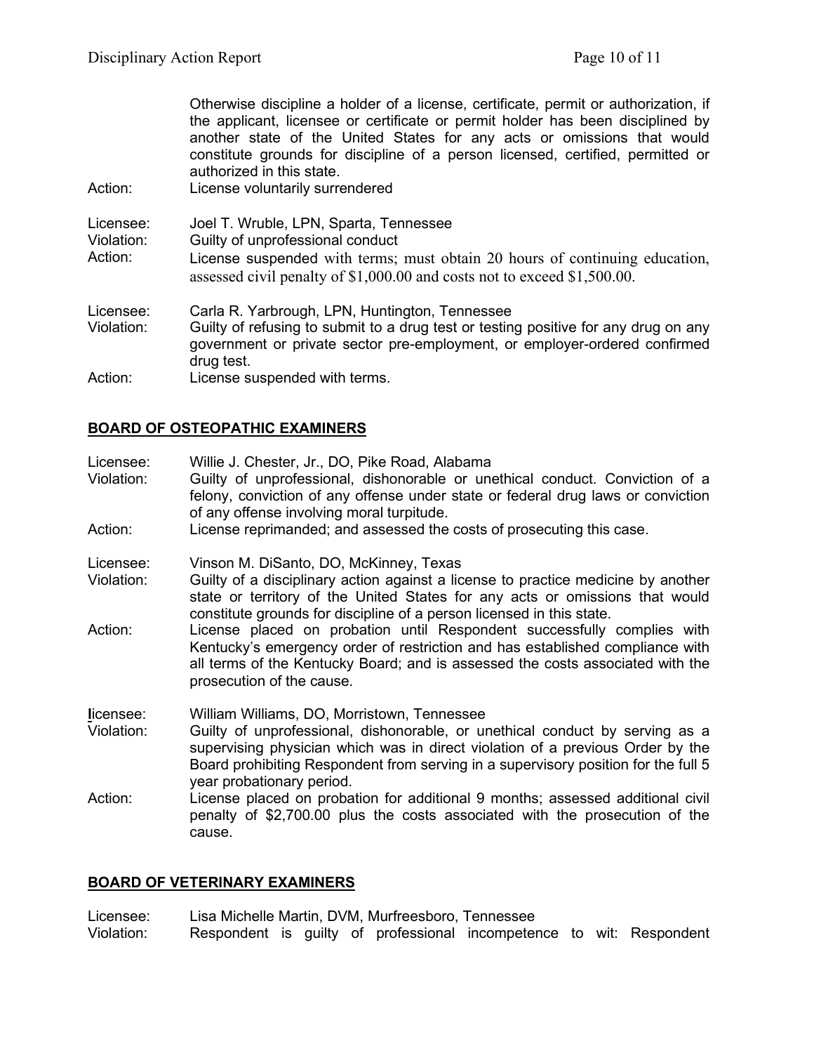Otherwise discipline a holder of a license, certificate, permit or authorization, if the applicant, licensee or certificate or permit holder has been disciplined by another state of the United States for any acts or omissions that would constitute grounds for discipline of a person licensed, certified, permitted or authorized in this state.

Action: License voluntarily surrendered

Licensee: Joel T. Wruble, LPN, Sparta, Tennessee
Violation: Guilty of unprofessional conduct
Action: License suspended with terms; must obtain 20 hours of continuing education, assessed civil penalty of $1,000.00 and costs not to exceed $1,500.00.

Licensee: Carla R. Yarbrough, LPN, Huntington, Tennessee
Violation: Guilty of refusing to submit to a drug test or testing positive for any drug on any government or private sector pre-employment, or employer-ordered confirmed drug test.
Action: License suspended with terms.

## BOARD OF OSTEOPATHIC EXAMINERS

Licensee: Willie J. Chester, Jr., DO, Pike Road, Alabama
Violation: Guilty of unprofessional, dishonorable or unethical conduct. Conviction of a felony, conviction of any offense under state or federal drug laws or conviction of any offense involving moral turpitude.
Action: License reprimanded; and assessed the costs of prosecuting this case.

Licensee: Vinson M. DiSanto, DO, McKinney, Texas
Violation: Guilty of a disciplinary action against a license to practice medicine by another state or territory of the United States for any acts or omissions that would constitute grounds for discipline of a person licensed in this state.
Action: License placed on probation until Respondent successfully complies with Kentucky's emergency order of restriction and has established compliance with all terms of the Kentucky Board; and is assessed the costs associated with the prosecution of the cause.

licensee: William Williams, DO, Morristown, Tennessee
Violation: Guilty of unprofessional, dishonorable, or unethical conduct by serving as a supervising physician which was in direct violation of a previous Order by the Board prohibiting Respondent from serving in a supervisory position for the full 5 year probationary period.
Action: License placed on probation for additional 9 months; assessed additional civil penalty of $2,700.00 plus the costs associated with the prosecution of the cause.

## BOARD OF VETERINARY EXAMINERS

Licensee: Lisa Michelle Martin, DVM, Murfreesboro, Tennessee
Violation: Respondent is guilty of professional incompetence to wit: Respondent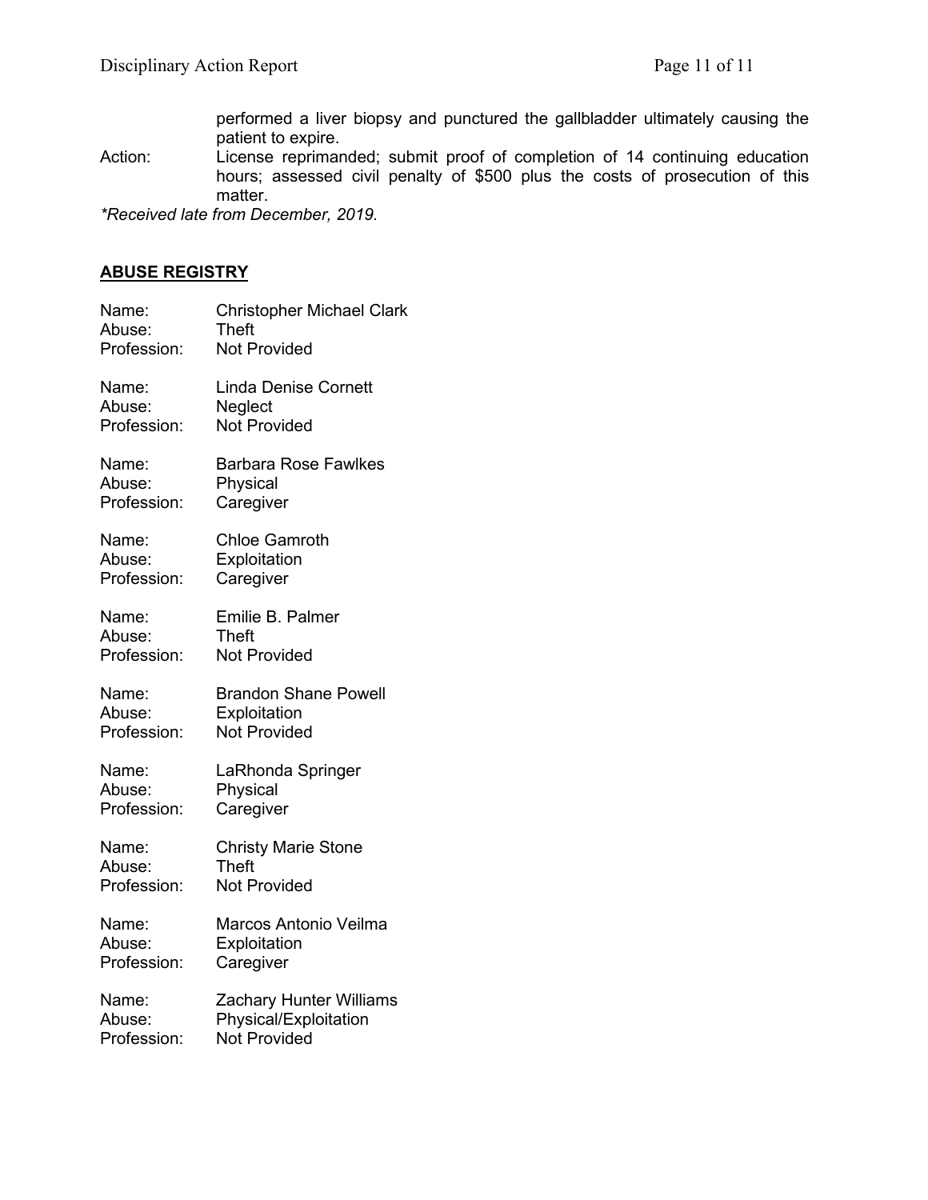performed a liver biopsy and punctured the gallbladder ultimately causing the patient to expire.

Action: License reprimanded; submit proof of completion of 14 continuing education hours; assessed civil penalty of $500 plus the costs of prosecution of this matter.

*Received late from December, 2019.*

## ABUSE REGISTRY

Name: Christopher Michael Clark
Abuse: Theft
Profession: Not Provided

Name: Linda Denise Cornett
Abuse: Neglect
Profession: Not Provided

Name: Barbara Rose Fawlkes
Abuse: Physical
Profession: Caregiver

Name: Chloe Gamroth
Abuse: Exploitation
Profession: Caregiver

Name: Emilie B. Palmer
Abuse: Theft
Profession: Not Provided

Name: Brandon Shane Powell
Abuse: Exploitation
Profession: Not Provided

Name: LaRhonda Springer
Abuse: Physical
Profession: Caregiver

Name: Christy Marie Stone
Abuse: Theft
Profession: Not Provided

Name: Marcos Antonio Veilma
Abuse: Exploitation
Profession: Caregiver

Name: Zachary Hunter Williams
Abuse: Physical/Exploitation
Profession: Not Provided